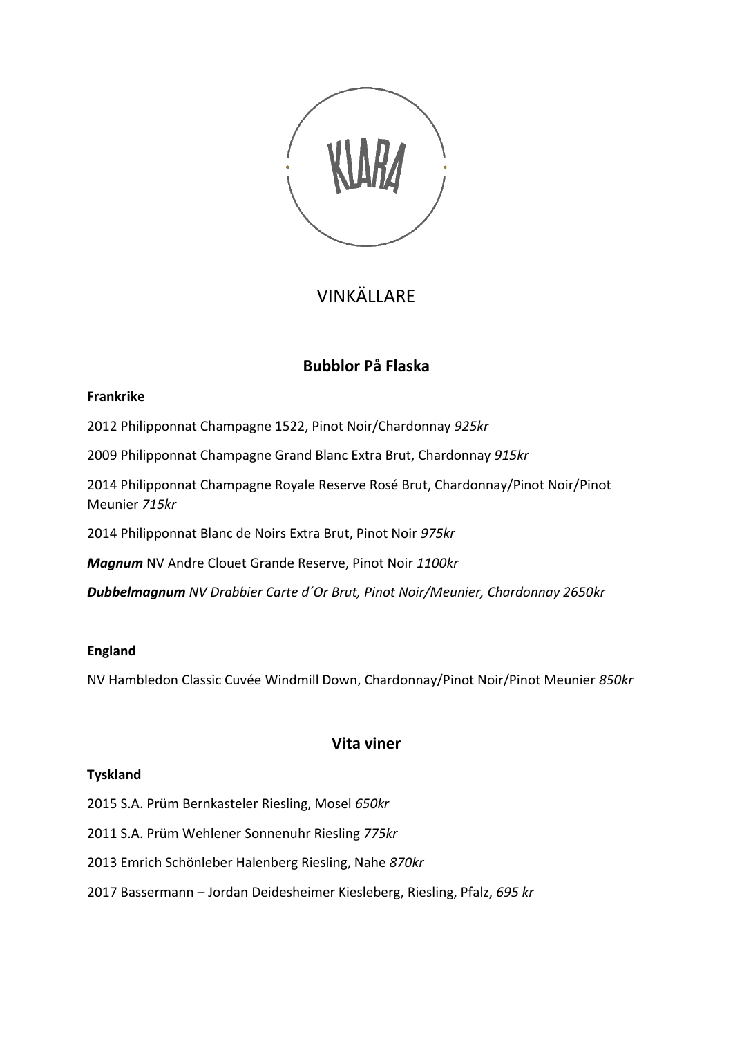KLARA

# VINKÄLLARE

## Bubblor På Flaska

**Frankrike**

2012 Philipponnat Champagne 1522, Pinot Noir/Chardonnay *925kr*

2009 Philipponnat Champagne Grand Blanc Extra Brut, Chardonnay *915kr*

2014 Philipponnat Champagne Royale Reserve Rosé Brut, Chardonnay/Pinot Noir/Pinot Meunier *715kr*

2014 Philipponnat Blanc de Noirs Extra Brut, Pinot Noir *975kr*

***Magnum*** NV Andre Clouet Grande Reserve, Pinot Noir *1100kr*

***Dubbelmagnum*** *NV Drabbier Carte d´Or Brut, Pinot Noir/Meunier, Chardonnay 2650kr*

**England**

NV Hambledon Classic Cuvée Windmill Down, Chardonnay/Pinot Noir/Pinot Meunier *850kr*

## Vita viner

**Tyskland**

2015 S.A. Prüm Bernkasteler Riesling, Mosel *650kr*

2011 S.A. Prüm Wehlener Sonnenuhr Riesling *775kr*

2013 Emrich Schönleber Halenberg Riesling, Nahe *870kr*

2017 Bassermann – Jordan Deidesheimer Kiesleberg, Riesling, Pfalz, *695 kr*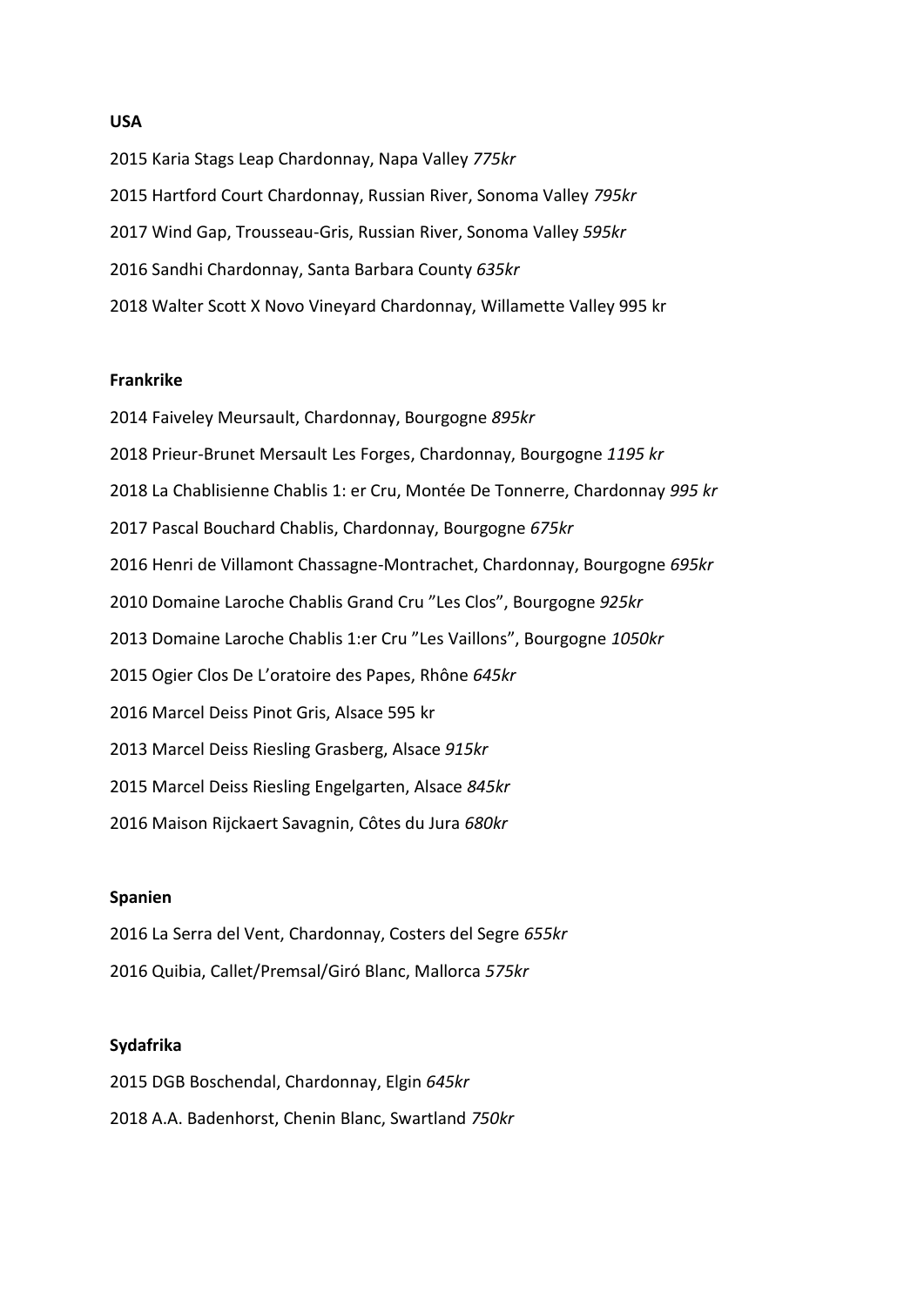**USA**

2015 Karia Stags Leap Chardonnay, Napa Valley *775kr*

2015 Hartford Court Chardonnay, Russian River, Sonoma Valley *795kr*

2017 Wind Gap, Trousseau-Gris, Russian River, Sonoma Valley *595kr*

2016 Sandhi Chardonnay, Santa Barbara County *635kr*

2018 Walter Scott X Novo Vineyard Chardonnay, Willamette Valley 995 kr

**Frankrike**

2014 Faiveley Meursault, Chardonnay, Bourgogne *895kr*

2018 Prieur-Brunet Mersault Les Forges, Chardonnay, Bourgogne *1195 kr*

2018 La Chablisienne Chablis 1: er Cru, Montée De Tonnerre, Chardonnay *995 kr*

2017 Pascal Bouchard Chablis, Chardonnay, Bourgogne *675kr*

2016 Henri de Villamont Chassagne-Montrachet, Chardonnay, Bourgogne *695kr*

2010 Domaine Laroche Chablis Grand Cru "Les Clos", Bourgogne *925kr*

2013 Domaine Laroche Chablis 1:er Cru "Les Vaillons", Bourgogne *1050kr*

2015 Ogier Clos De L'oratoire des Papes, Rhône *645kr*

2016 Marcel Deiss Pinot Gris, Alsace 595 kr

2013 Marcel Deiss Riesling Grasberg, Alsace *915kr*

2015 Marcel Deiss Riesling Engelgarten, Alsace *845kr*

2016 Maison Rijckaert Savagnin, Côtes du Jura *680kr*

**Spanien**

2016 La Serra del Vent, Chardonnay, Costers del Segre *655kr*

2016 Quibia, Callet/Premsal/Giró Blanc, Mallorca *575kr*

**Sydafrika**

2015 DGB Boschendal, Chardonnay, Elgin *645kr*

2018 A.A. Badenhorst, Chenin Blanc, Swartland *750kr*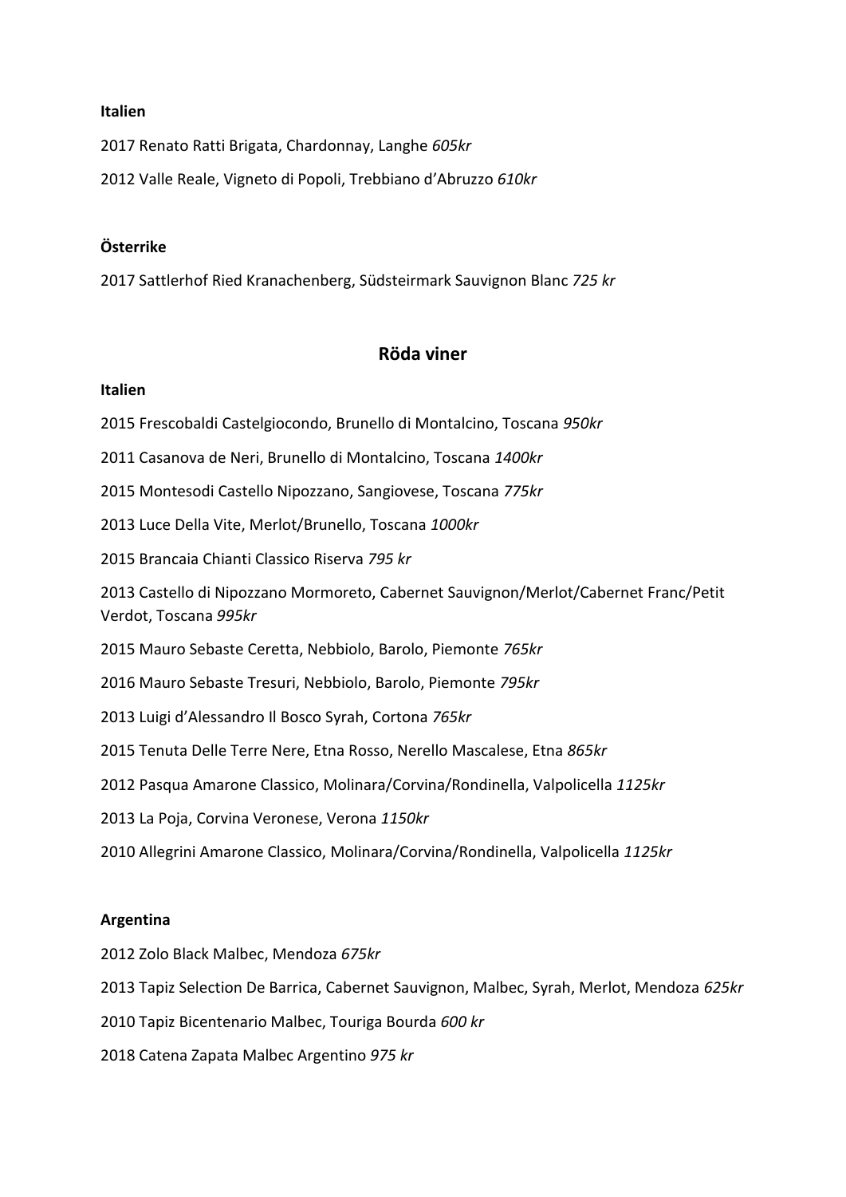**Italien**

2017 Renato Ratti Brigata, Chardonnay, Langhe *605kr*

2012 Valle Reale, Vigneto di Popoli, Trebbiano d'Abruzzo *610kr*

**Österrike**

2017 Sattlerhof Ried Kranachenberg, Südsteirmark Sauvignon Blanc *725 kr*

## Röda viner

**Italien**

2015 Frescobaldi Castelgiocondo, Brunello di Montalcino, Toscana *950kr*

2011 Casanova de Neri, Brunello di Montalcino, Toscana *1400kr*

2015 Montesodi Castello Nipozzano, Sangiovese, Toscana *775kr*

2013 Luce Della Vite, Merlot/Brunello, Toscana *1000kr*

2015 Brancaia Chianti Classico Riserva *795 kr*

2013 Castello di Nipozzano Mormoreto, Cabernet Sauvignon/Merlot/Cabernet Franc/Petit Verdot, Toscana *995kr*

2015 Mauro Sebaste Ceretta, Nebbiolo, Barolo, Piemonte *765kr*

2016 Mauro Sebaste Tresuri, Nebbiolo, Barolo, Piemonte *795kr*

2013 Luigi d'Alessandro Il Bosco Syrah, Cortona *765kr*

2015 Tenuta Delle Terre Nere, Etna Rosso, Nerello Mascalese, Etna *865kr*

2012 Pasqua Amarone Classico, Molinara/Corvina/Rondinella, Valpolicella *1125kr*

2013 La Poja, Corvina Veronese, Verona *1150kr*

2010 Allegrini Amarone Classico, Molinara/Corvina/Rondinella, Valpolicella *1125kr*

**Argentina**

2012 Zolo Black Malbec, Mendoza *675kr*

2013 Tapiz Selection De Barrica, Cabernet Sauvignon, Malbec, Syrah, Merlot, Mendoza *625kr*

2010 Tapiz Bicentenario Malbec, Touriga Bourda *600 kr*

2018 Catena Zapata Malbec Argentino *975 kr*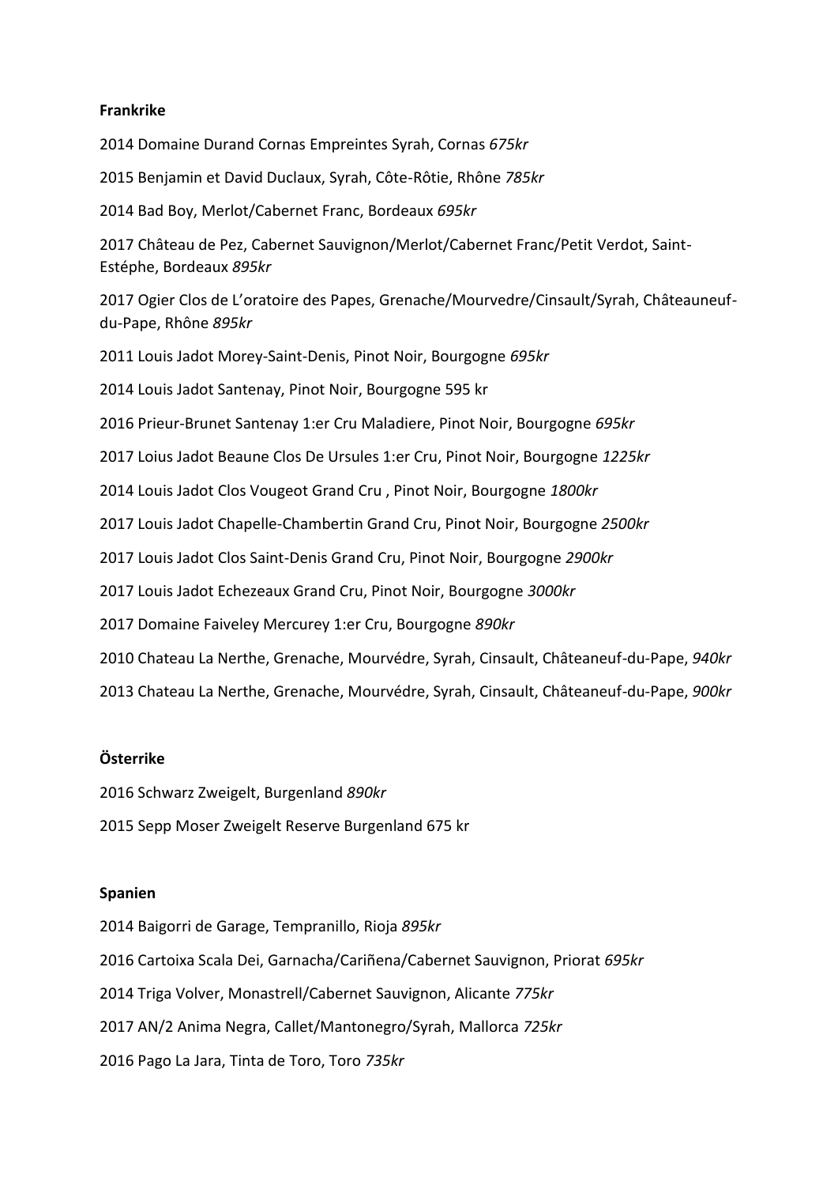**Frankrike**

2014 Domaine Durand Cornas Empreintes Syrah, Cornas *675kr*

2015 Benjamin et David Duclaux, Syrah, Côte-Rôtie, Rhône *785kr*

2014 Bad Boy, Merlot/Cabernet Franc, Bordeaux *695kr*

2017 Château de Pez, Cabernet Sauvignon/Merlot/Cabernet Franc/Petit Verdot, Saint-Estéphe, Bordeaux *895kr*

2017 Ogier Clos de L'oratoire des Papes, Grenache/Mourvedre/Cinsault/Syrah, Châteauneuf-du-Pape, Rhône *895kr*

2011 Louis Jadot Morey-Saint-Denis, Pinot Noir, Bourgogne *695kr*

2014 Louis Jadot Santenay, Pinot Noir, Bourgogne 595 kr

2016 Prieur-Brunet Santenay 1:er Cru Maladiere, Pinot Noir, Bourgogne *695kr*

2017 Loius Jadot Beaune Clos De Ursules 1:er Cru, Pinot Noir, Bourgogne *1225kr*

2014 Louis Jadot Clos Vougeot Grand Cru , Pinot Noir, Bourgogne *1800kr*

2017 Louis Jadot Chapelle-Chambertin Grand Cru, Pinot Noir, Bourgogne *2500kr*

2017 Louis Jadot Clos Saint-Denis Grand Cru, Pinot Noir, Bourgogne *2900kr*

2017 Louis Jadot Echezeaux Grand Cru, Pinot Noir, Bourgogne *3000kr*

2017 Domaine Faiveley Mercurey 1:er Cru, Bourgogne *890kr*

2010 Chateau La Nerthe, Grenache, Mourvédre, Syrah, Cinsault, Châteaneuf-du-Pape, *940kr*

2013 Chateau La Nerthe, Grenache, Mourvédre, Syrah, Cinsault, Châteaneuf-du-Pape, *900kr*

**Österrike**

2016 Schwarz Zweigelt, Burgenland *890kr*

2015 Sepp Moser Zweigelt Reserve Burgenland 675 kr

**Spanien**

2014 Baigorri de Garage, Tempranillo, Rioja *895kr*

2016 Cartoixa Scala Dei, Garnacha/Cariñena/Cabernet Sauvignon, Priorat *695kr*

2014 Triga Volver, Monastrell/Cabernet Sauvignon, Alicante *775kr*

2017 AN/2 Anima Negra, Callet/Mantonegro/Syrah, Mallorca *725kr*

2016 Pago La Jara, Tinta de Toro, Toro *735kr*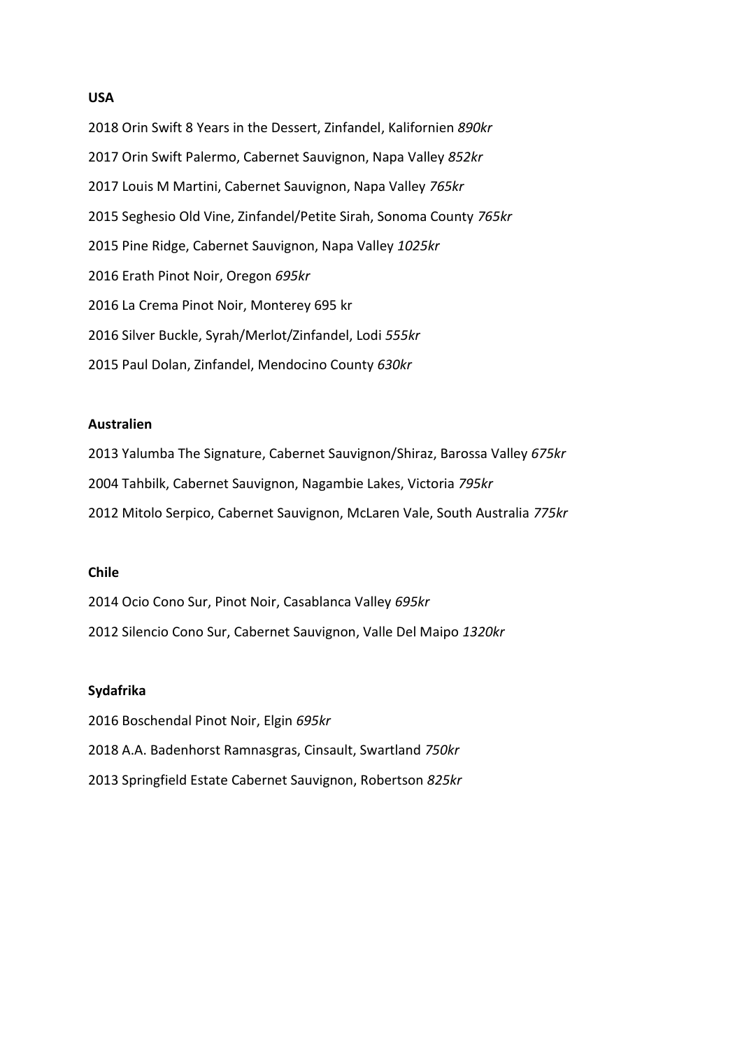**USA**

2018 Orin Swift 8 Years in the Dessert, Zinfandel, Kalifornien *890kr*

2017 Orin Swift Palermo, Cabernet Sauvignon, Napa Valley *852kr*

2017 Louis M Martini, Cabernet Sauvignon, Napa Valley *765kr*

2015 Seghesio Old Vine, Zinfandel/Petite Sirah, Sonoma County *765kr*

2015 Pine Ridge, Cabernet Sauvignon, Napa Valley *1025kr*

2016 Erath Pinot Noir, Oregon *695kr*

2016 La Crema Pinot Noir, Monterey 695 kr

2016 Silver Buckle, Syrah/Merlot/Zinfandel, Lodi *555kr*

2015 Paul Dolan, Zinfandel, Mendocino County *630kr*

**Australien**

2013 Yalumba The Signature, Cabernet Sauvignon/Shiraz, Barossa Valley *675kr*

2004 Tahbilk, Cabernet Sauvignon, Nagambie Lakes, Victoria *795kr*

2012 Mitolo Serpico, Cabernet Sauvignon, McLaren Vale, South Australia *775kr*

**Chile**

2014 Ocio Cono Sur, Pinot Noir, Casablanca Valley *695kr*

2012 Silencio Cono Sur, Cabernet Sauvignon, Valle Del Maipo *1320kr*

**Sydafrika**

2016 Boschendal Pinot Noir, Elgin *695kr*

2018 A.A. Badenhorst Ramnasgras, Cinsault, Swartland *750kr*

2013 Springfield Estate Cabernet Sauvignon, Robertson *825kr*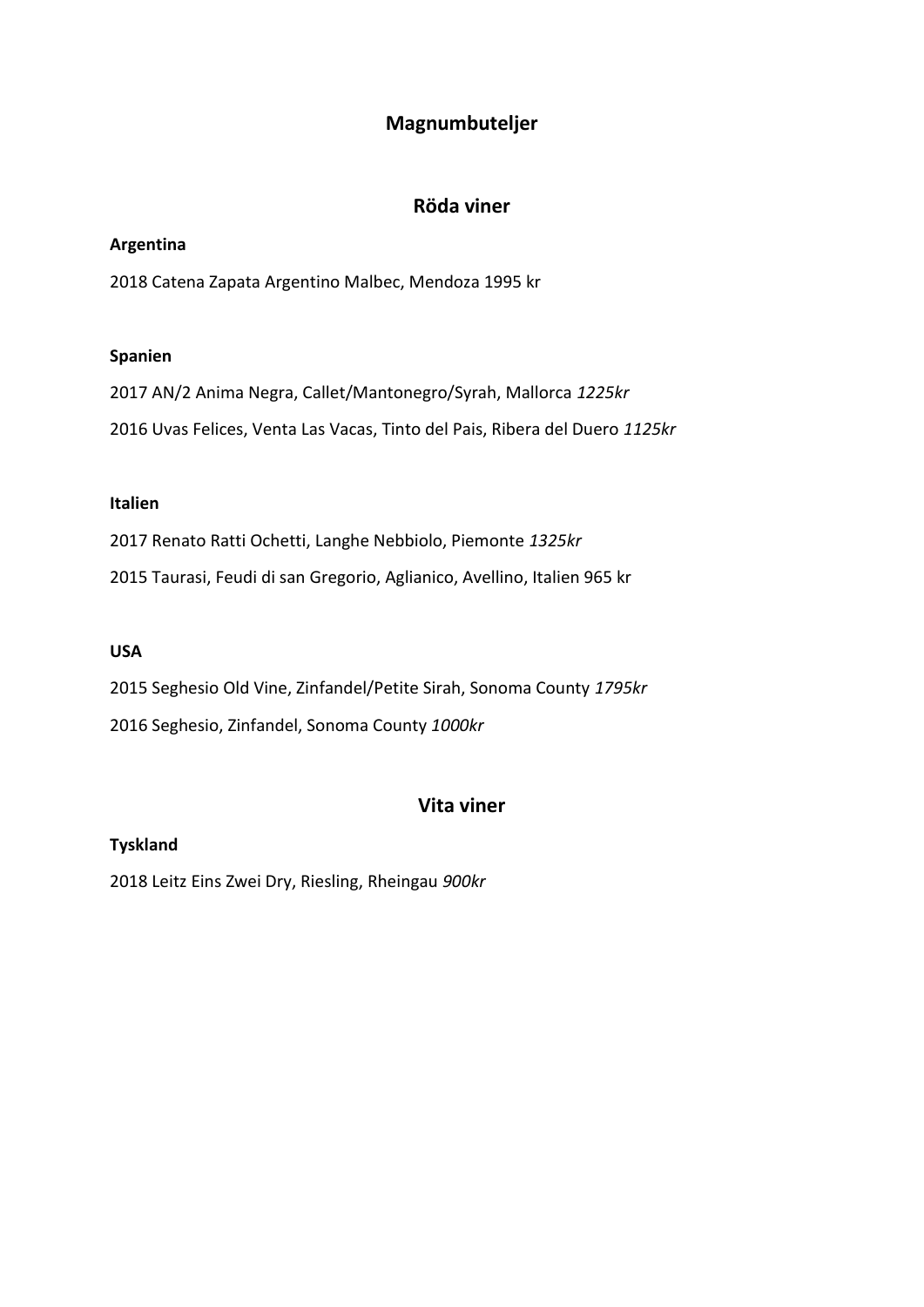# Magnumbuteljer

## Röda viner

**Argentina**

2018 Catena Zapata Argentino Malbec, Mendoza 1995 kr

**Spanien**

2017 AN/2 Anima Negra, Callet/Mantonegro/Syrah, Mallorca *1225kr*

2016 Uvas Felices, Venta Las Vacas, Tinto del Pais, Ribera del Duero *1125kr*

**Italien**

2017 Renato Ratti Ochetti, Langhe Nebbiolo, Piemonte *1325kr*

2015 Taurasi, Feudi di san Gregorio, Aglianico, Avellino, Italien 965 kr

**USA**

2015 Seghesio Old Vine, Zinfandel/Petite Sirah, Sonoma County *1795kr*

2016 Seghesio, Zinfandel, Sonoma County *1000kr*

## Vita viner

**Tyskland**

2018 Leitz Eins Zwei Dry, Riesling, Rheingau *900kr*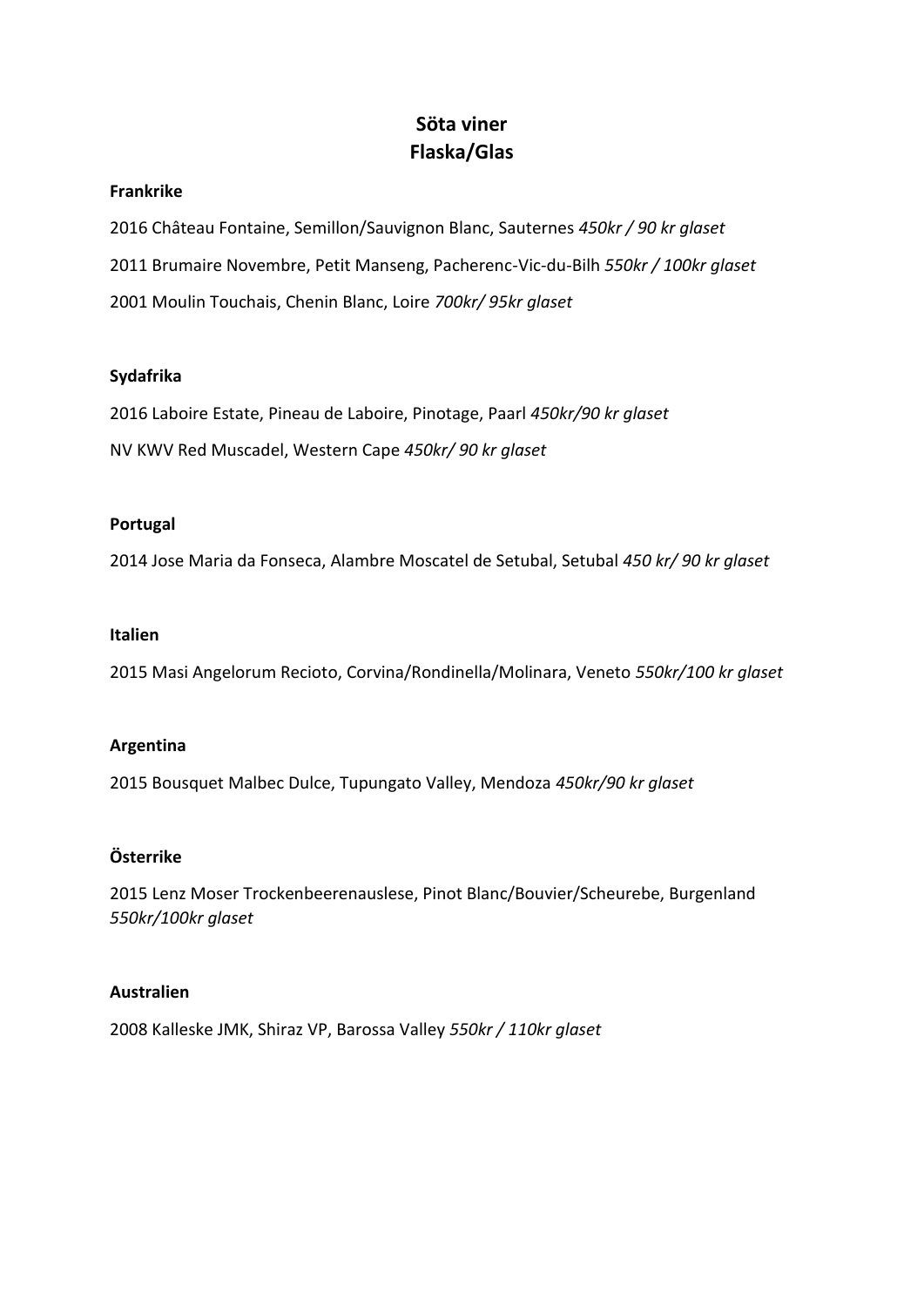## Söta viner
## Flaska/Glas

**Frankrike**

2016 Château Fontaine, Semillon/Sauvignon Blanc, Sauternes *450kr / 90 kr glaset*

2011 Brumaire Novembre, Petit Manseng, Pacherenc-Vic-du-Bilh *550kr / 100kr glaset*

2001 Moulin Touchais, Chenin Blanc, Loire *700kr/ 95kr glaset*

**Sydafrika**

2016 Laboire Estate, Pineau de Laboire, Pinotage, Paarl *450kr/90 kr glaset*

NV KWV Red Muscadel, Western Cape *450kr/ 90 kr glaset*

**Portugal**

2014 Jose Maria da Fonseca, Alambre Moscatel de Setubal, Setubal *450 kr/ 90 kr glaset*

**Italien**

2015 Masi Angelorum Recioto, Corvina/Rondinella/Molinara, Veneto *550kr/100 kr glaset*

**Argentina**

2015 Bousquet Malbec Dulce, Tupungato Valley, Mendoza *450kr/90 kr glaset*

**Österrike**

2015 Lenz Moser Trockenbeerenauslese, Pinot Blanc/Bouvier/Scheurebe, Burgenland *550kr/100kr glaset*

**Australien**

2008 Kalleske JMK, Shiraz VP, Barossa Valley *550kr / 110kr glaset*